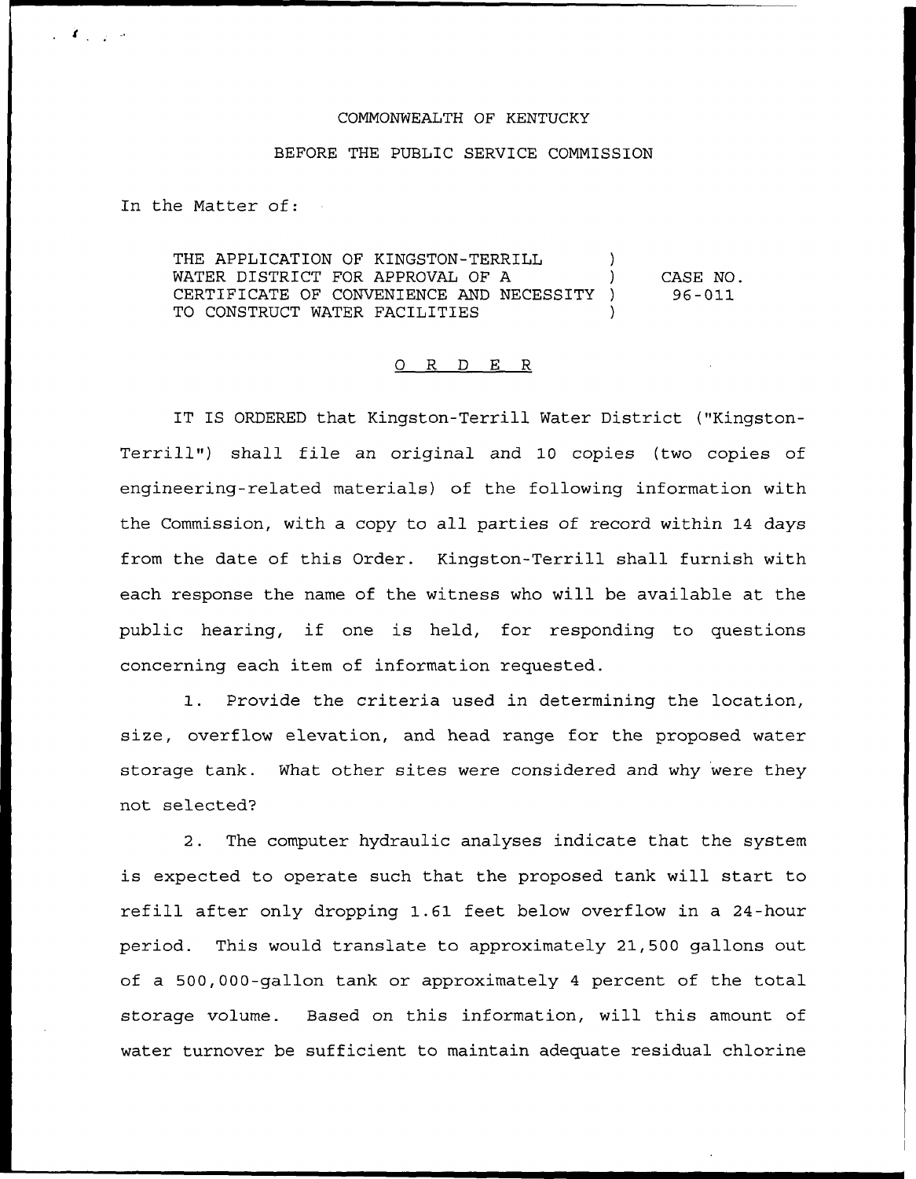COMMONWEALTH OF KENTUCKY

BEFORE THE PUBLIC SERVICE COMMISSION

In the Matter of:

| | | |
|---|---|---|
| THE APPLICATION OF KINGSTON-TERRILL WATER DISTRICT FOR APPROVAL OF A CERTIFICATE OF CONVENIENCE AND NECESSITY TO CONSTRUCT WATER FACILITIES | ) ) ) ) | CASE NO. 96-011 |

O R D E R

IT IS ORDERED that Kingston-Terrill Water District ("Kingston-Terrill") shall file an original and 10 copies (two copies of engineering-related materials) of the following information with the Commission, with a copy to all parties of record within 14 days from the date of this Order. Kingston-Terrill shall furnish with each response the name of the witness who will be available at the public hearing, if one is held, for responding to questions concerning each item of information requested.

1. Provide the criteria used in determining the location, size, overflow elevation, and head range for the proposed water storage tank. What other sites were considered and why were they not selected?

2. The computer hydraulic analyses indicate that the system is expected to operate such that the proposed tank will start to refill after only dropping 1.61 feet below overflow in a 24-hour period. This would translate to approximately 21,500 gallons out of a 500,000-gallon tank or approximately 4 percent of the total storage volume. Based on this information, will this amount of water turnover be sufficient to maintain adequate residual chlorine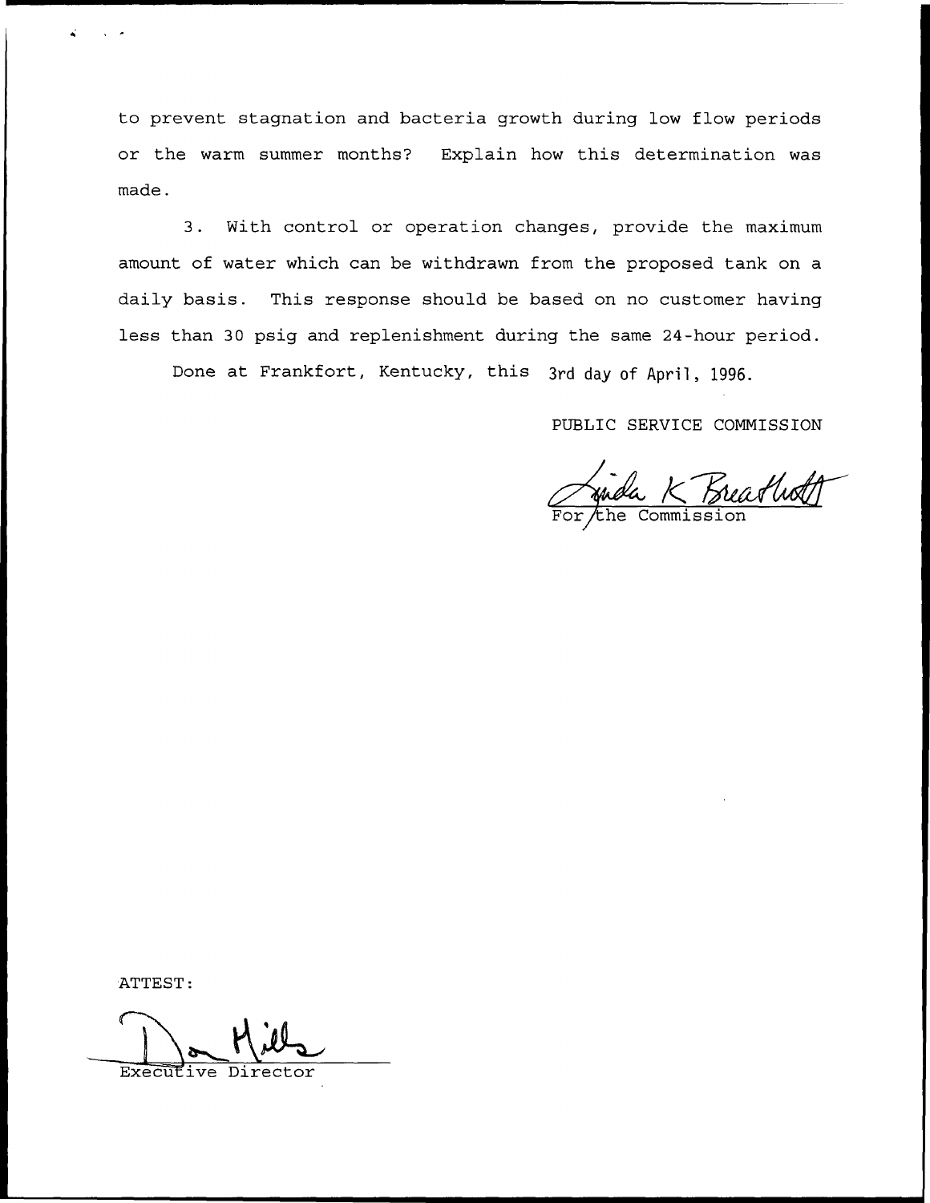to prevent stagnation and bacteria growth during low flow periods or the warm summer months? Explain how this determination was made.

3. With control or operation changes, provide the maximum amount of water which can be withdrawn from the proposed tank on a daily basis. This response should be based on no customer having less than 30 psig and replenishment during the same 24-hour period.

Done at Frankfort, Kentucky, this 3rd day of April, 1996.

PUBLIC SERVICE COMMISSION

For the Commission

ATTEST:

Executive Director